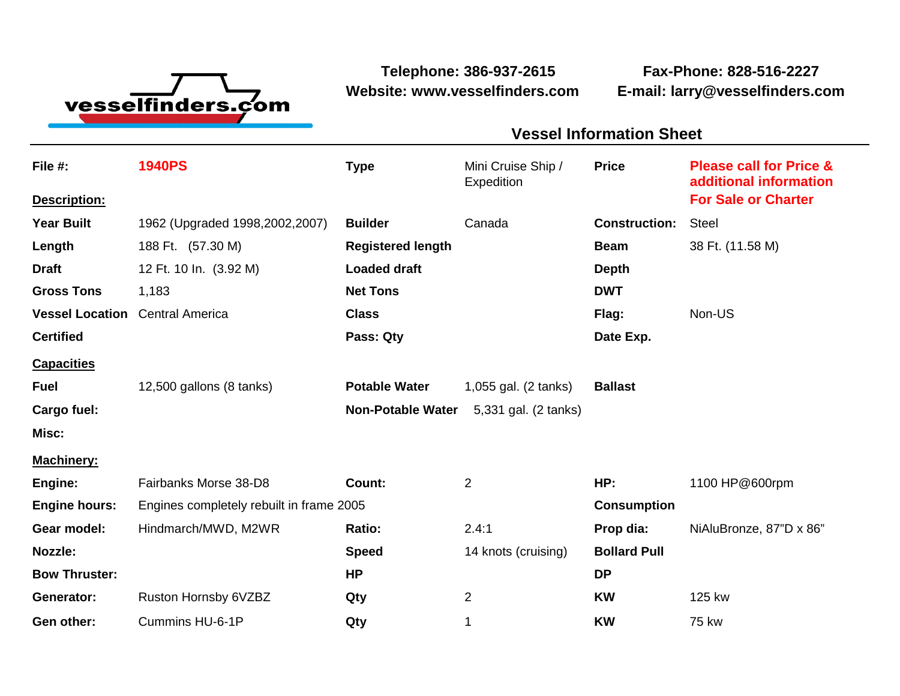vesselfinders.com

**Telephone: 386-937-2615**
**Website: www.vesselfinders.com**

**Fax-Phone: 828-516-2227**
**E-mail: larry@vesselfinders.com**

## Vessel Information Sheet

| | | | | | |
|---|---|---|---|---|---|
| **File #:** | **1940PS** | **Type** | Mini Cruise Ship / Expedition | **Price** | **Please call for Price & additional information** |
| **Description:** | | | | | **For Sale or Charter** |
| **Year Built** | 1962 (Upgraded 1998,2002,2007) | **Builder** | Canada | **Construction:** | Steel |
| **Length** | 188 Ft. (57.30 M) | **Registered length** | | **Beam** | 38 Ft. (11.58 M) |
| **Draft** | 12 Ft. 10 In. (3.92 M) | **Loaded draft** | | **Depth** | |
| **Gross Tons** | 1,183 | **Net Tons** | | **DWT** | |
| **Vessel Location** | Central America | **Class** | | **Flag:** | Non-US |
| **Certified** | | **Pass: Qty** | | **Date Exp.** | |
| **Capacities** | | | | | |
| **Fuel** | 12,500 gallons (8 tanks) | **Potable Water** | 1,055 gal. (2 tanks) | **Ballast** | |
| **Cargo fuel:** | | **Non-Potable Water** | 5,331 gal. (2 tanks) | | |
| **Misc:** | | | | | |
| **Machinery:** | | | | | |
| **Engine:** | Fairbanks Morse 38-D8 | **Count:** | 2 | **HP:** | 1100 HP@600rpm |
| **Engine hours:** | Engines completely rebuilt in frame 2005 | | | **Consumption** | |
| **Gear model:** | Hindmarch/MWD, M2WR | **Ratio:** | 2.4:1 | **Prop dia:** | NiAluBronze, 87"D x 86" |
| **Nozzle:** | | **Speed** | 14 knots (cruising) | **Bollard Pull** | |
| **Bow Thruster:** | | **HP** | | **DP** | |
| **Generator:** | Ruston Hornsby 6VZBZ | **Qty** | 2 | **KW** | 125 kw |
| **Gen other:** | Cummins HU-6-1P | **Qty** | 1 | **KW** | 75 kw |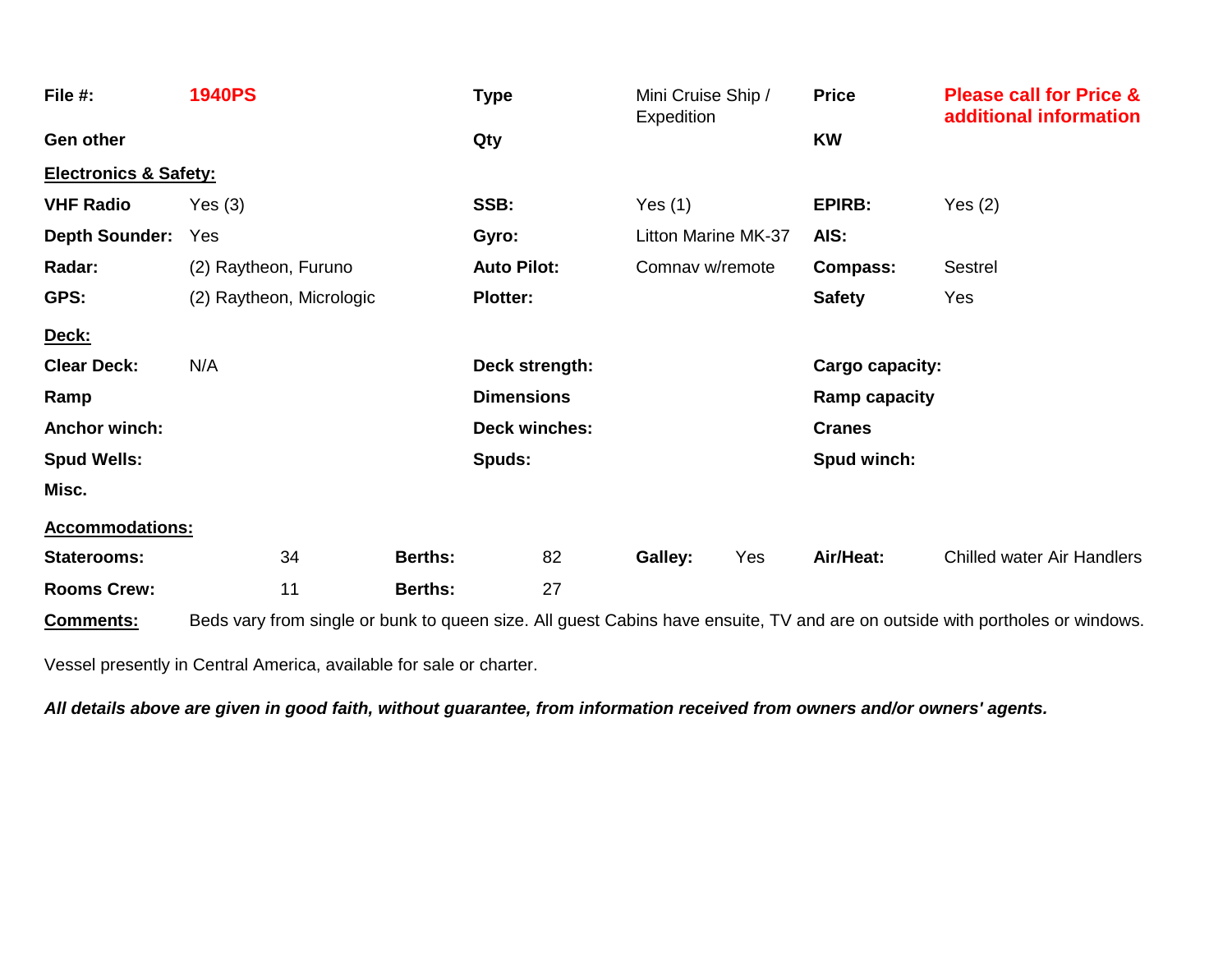| | | | | | |
|---|---|---|---|---|---|
| **File #:** | **1940PS** | **Type** | Mini Cruise Ship / Expedition | **Price** | **Please call for Price & additional information** |
| **Gen other** | | **Qty** | | **KW** | |

**Electronics & Safety:**

| | | | | | |
|---|---|---|---|---|---|
| **VHF Radio** | Yes (3) | **SSB:** | Yes (1) | **EPIRB:** | Yes (2) |
| **Depth Sounder:** | Yes | **Gyro:** | Litton Marine MK-37 | **AIS:** | |
| **Radar:** | (2) Raytheon, Furuno | **Auto Pilot:** | Comnav w/remote | **Compass:** | Sestrel |
| **GPS:** | (2) Raytheon, Micrologic | **Plotter:** | | **Safety** | Yes |

**Deck:**

| | | | | | |
|---|---|---|---|---|---|
| **Clear Deck:** | N/A | **Deck strength:** | | **Cargo capacity:** | |
| **Ramp** | | **Dimensions** | | **Ramp capacity** | |
| **Anchor winch:** | | **Deck winches:** | | **Cranes** | |
| **Spud Wells:** | | **Spuds:** | | **Spud winch:** | |
| **Misc.** | | | | | |

**Accommodations:**

| | | | | | | | |
|---|---|---|---|---|---|---|---|
| **Staterooms:** | 34 | **Berths:** | 82 | **Galley:** | Yes | **Air/Heat:** | Chilled water Air Handlers |
| **Rooms Crew:** | 11 | **Berths:** | 27 | | | | |

**Comments:** Beds vary from single or bunk to queen size. All guest Cabins have ensuite, TV and are on outside with portholes or windows.

Vessel presently in Central America, available for sale or charter.

***All details above are given in good faith, without guarantee, from information received from owners and/or owners' agents.***